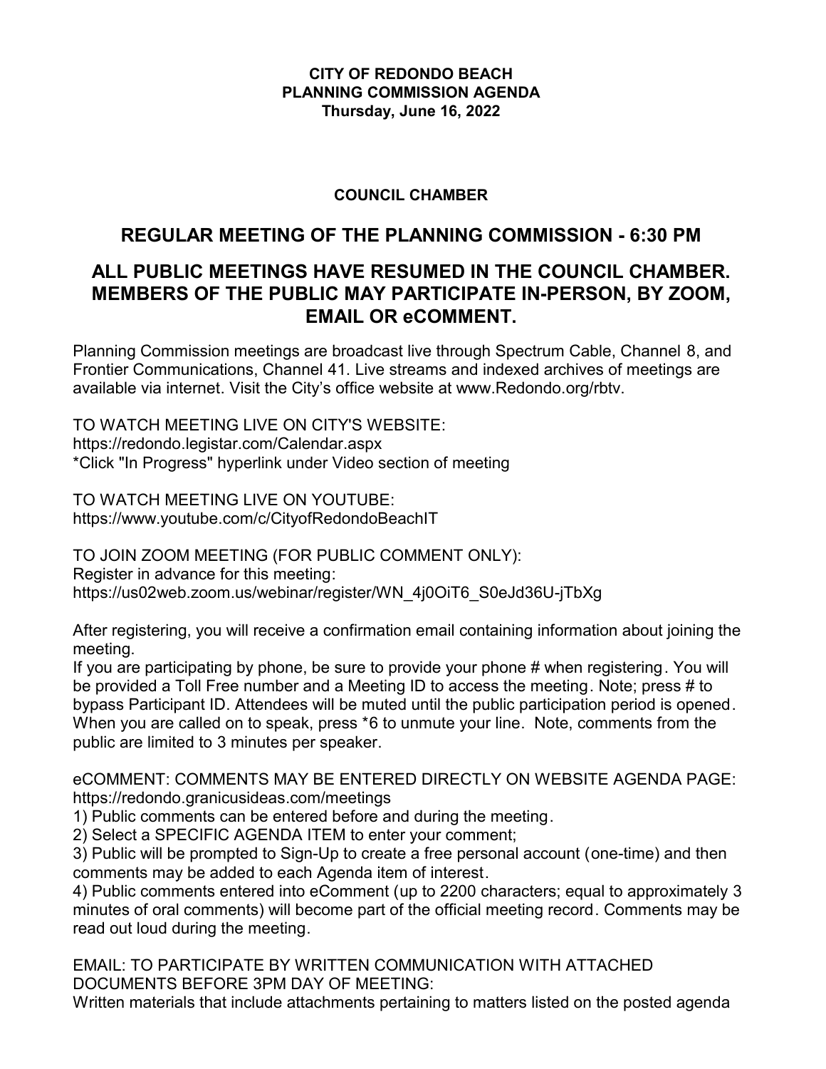**CITY OF REDONDO BEACH**
**PLANNING COMMISSION AGENDA**
**Thursday, June 16, 2022**

**COUNCIL CHAMBER**

## REGULAR MEETING OF THE PLANNING COMMISSION - 6:30 PM

## ALL PUBLIC MEETINGS HAVE RESUMED IN THE COUNCIL CHAMBER. MEMBERS OF THE PUBLIC MAY PARTICIPATE IN-PERSON, BY ZOOM, EMAIL OR eCOMMENT.

Planning Commission meetings are broadcast live through Spectrum Cable, Channel 8, and Frontier Communications, Channel 41. Live streams and indexed archives of meetings are available via internet. Visit the City's office website at www.Redondo.org/rbtv.

TO WATCH MEETING LIVE ON CITY'S WEBSITE:
https://redondo.legistar.com/Calendar.aspx
*Click "In Progress" hyperlink under Video section of meeting

TO WATCH MEETING LIVE ON YOUTUBE:
https://www.youtube.com/c/CityofRedondoBeachIT

TO JOIN ZOOM MEETING (FOR PUBLIC COMMENT ONLY):
Register in advance for this meeting:
https://us02web.zoom.us/webinar/register/WN_4j0OiT6_S0eJd36U-jTbXg

After registering, you will receive a confirmation email containing information about joining the meeting.
If you are participating by phone, be sure to provide your phone # when registering. You will be provided a Toll Free number and a Meeting ID to access the meeting. Note; press # to bypass Participant ID. Attendees will be muted until the public participation period is opened. When you are called on to speak, press *6 to unmute your line. Note, comments from the public are limited to 3 minutes per speaker.

eCOMMENT: COMMENTS MAY BE ENTERED DIRECTLY ON WEBSITE AGENDA PAGE:
https://redondo.granicusideas.com/meetings
1) Public comments can be entered before and during the meeting.
2) Select a SPECIFIC AGENDA ITEM to enter your comment;
3) Public will be prompted to Sign-Up to create a free personal account (one-time) and then comments may be added to each Agenda item of interest.
4) Public comments entered into eComment (up to 2200 characters; equal to approximately 3 minutes of oral comments) will become part of the official meeting record. Comments may be read out loud during the meeting.

EMAIL: TO PARTICIPATE BY WRITTEN COMMUNICATION WITH ATTACHED DOCUMENTS BEFORE 3PM DAY OF MEETING:
Written materials that include attachments pertaining to matters listed on the posted agenda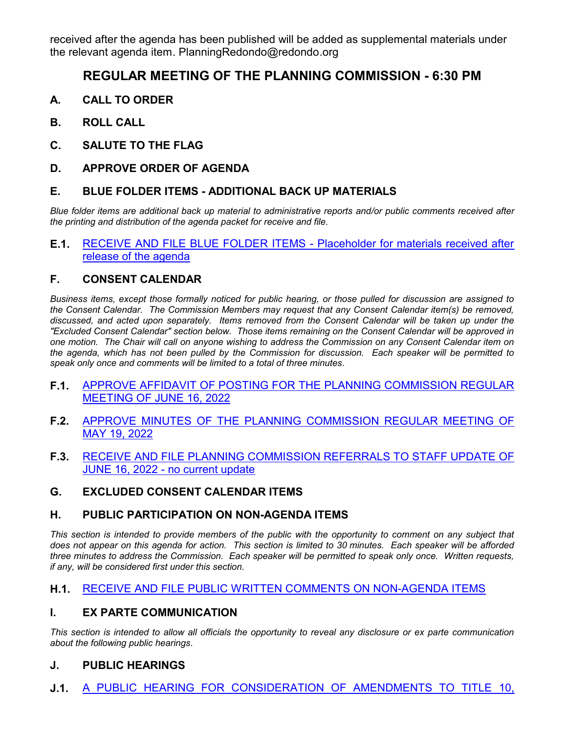received after the agenda has been published will be added as supplemental materials under the relevant agenda item. PlanningRedondo@redondo.org

## REGULAR MEETING OF THE PLANNING COMMISSION - 6:30 PM

**A. CALL TO ORDER**

**B. ROLL CALL**

**C. SALUTE TO THE FLAG**

**D. APPROVE ORDER OF AGENDA**

**E. BLUE FOLDER ITEMS - ADDITIONAL BACK UP MATERIALS**

*Blue folder items are additional back up material to administrative reports and/or public comments received after the printing and distribution of the agenda packet for receive and file.*

**E.1.** RECEIVE AND FILE BLUE FOLDER ITEMS - Placeholder for materials received after release of the agenda

**F. CONSENT CALENDAR**

*Business items, except those formally noticed for public hearing, or those pulled for discussion are assigned to the Consent Calendar. The Commission Members may request that any Consent Calendar item(s) be removed, discussed, and acted upon separately. Items removed from the Consent Calendar will be taken up under the "Excluded Consent Calendar" section below. Those items remaining on the Consent Calendar will be approved in one motion. The Chair will call on anyone wishing to address the Commission on any Consent Calendar item on the agenda, which has not been pulled by the Commission for discussion. Each speaker will be permitted to speak only once and comments will be limited to a total of three minutes.*

**F.1.** APPROVE AFFIDAVIT OF POSTING FOR THE PLANNING COMMISSION REGULAR MEETING OF JUNE 16, 2022

**F.2.** APPROVE MINUTES OF THE PLANNING COMMISSION REGULAR MEETING OF MAY 19, 2022

**F.3.** RECEIVE AND FILE PLANNING COMMISSION REFERRALS TO STAFF UPDATE OF JUNE 16, 2022 - no current update

**G. EXCLUDED CONSENT CALENDAR ITEMS**

**H. PUBLIC PARTICIPATION ON NON-AGENDA ITEMS**

*This section is intended to provide members of the public with the opportunity to comment on any subject that does not appear on this agenda for action. This section is limited to 30 minutes. Each speaker will be afforded three minutes to address the Commission. Each speaker will be permitted to speak only once. Written requests, if any, will be considered first under this section.*

**H.1.** RECEIVE AND FILE PUBLIC WRITTEN COMMENTS ON NON-AGENDA ITEMS

**I. EX PARTE COMMUNICATION**

*This section is intended to allow all officials the opportunity to reveal any disclosure or ex parte communication about the following public hearings.*

**J. PUBLIC HEARINGS**

**J.1.** A PUBLIC HEARING FOR CONSIDERATION OF AMENDMENTS TO TITLE 10,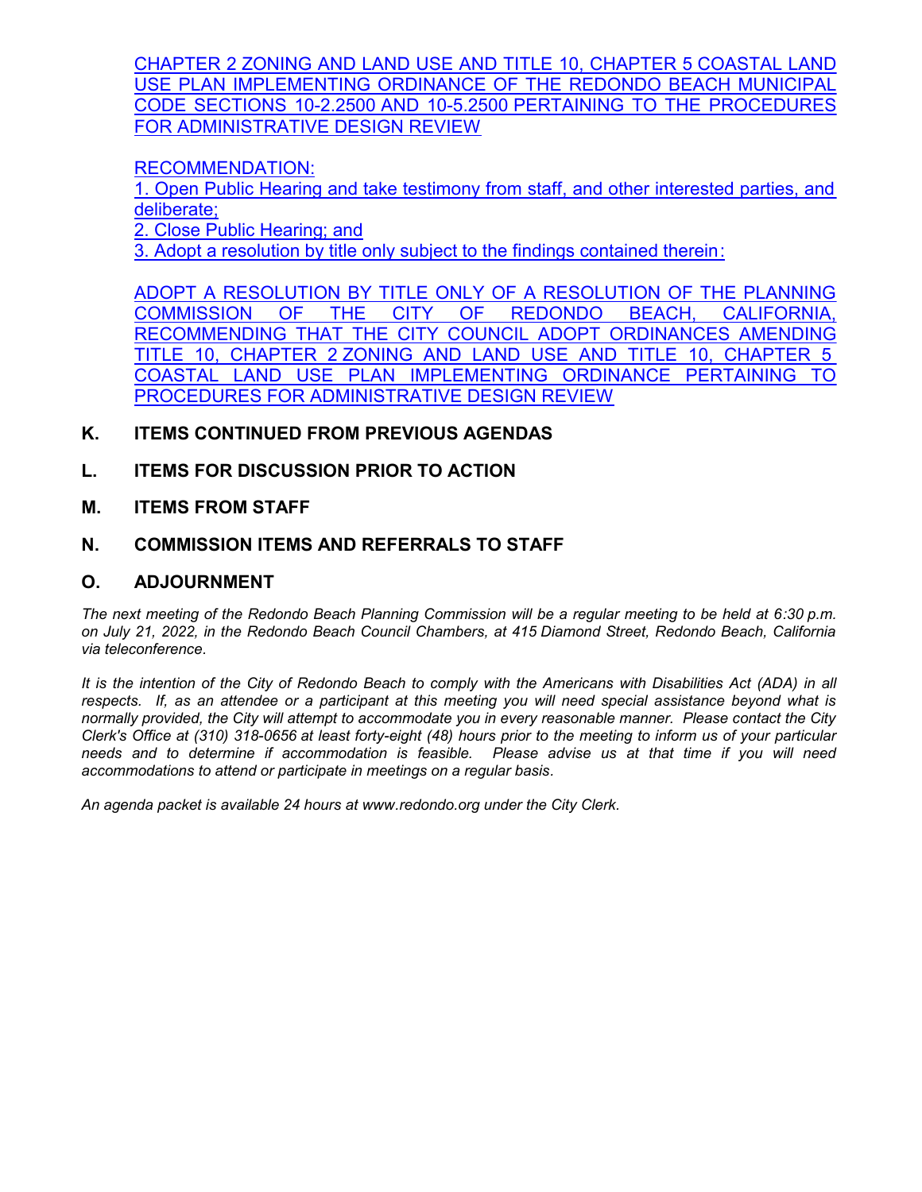CHAPTER 2 ZONING AND LAND USE AND TITLE 10, CHAPTER 5 COASTAL LAND USE PLAN IMPLEMENTING ORDINANCE OF THE REDONDO BEACH MUNICIPAL CODE SECTIONS 10-2.2500 AND 10-5.2500 PERTAINING TO THE PROCEDURES FOR ADMINISTRATIVE DESIGN REVIEW

RECOMMENDATION:
1. Open Public Hearing and take testimony from staff, and other interested parties, and deliberate;
2. Close Public Hearing; and
3. Adopt a resolution by title only subject to the findings contained therein:

ADOPT A RESOLUTION BY TITLE ONLY OF A RESOLUTION OF THE PLANNING COMMISSION OF THE CITY OF REDONDO BEACH, CALIFORNIA, RECOMMENDING THAT THE CITY COUNCIL ADOPT ORDINANCES AMENDING TITLE 10, CHAPTER 2 ZONING AND LAND USE AND TITLE 10, CHAPTER 5 COASTAL LAND USE PLAN IMPLEMENTING ORDINANCE PERTAINING TO PROCEDURES FOR ADMINISTRATIVE DESIGN REVIEW

**K. ITEMS CONTINUED FROM PREVIOUS AGENDAS**

**L. ITEMS FOR DISCUSSION PRIOR TO ACTION**

**M. ITEMS FROM STAFF**

**N. COMMISSION ITEMS AND REFERRALS TO STAFF**

**O. ADJOURNMENT**

*The next meeting of the Redondo Beach Planning Commission will be a regular meeting to be held at 6:30 p.m. on July 21, 2022, in the Redondo Beach Council Chambers, at 415 Diamond Street, Redondo Beach, California via teleconference.*

*It is the intention of the City of Redondo Beach to comply with the Americans with Disabilities Act (ADA) in all respects. If, as an attendee or a participant at this meeting you will need special assistance beyond what is normally provided, the City will attempt to accommodate you in every reasonable manner. Please contact the City Clerk's Office at (310) 318-0656 at least forty-eight (48) hours prior to the meeting to inform us of your particular needs and to determine if accommodation is feasible. Please advise us at that time if you will need accommodations to attend or participate in meetings on a regular basis.*

*An agenda packet is available 24 hours at www.redondo.org under the City Clerk.*